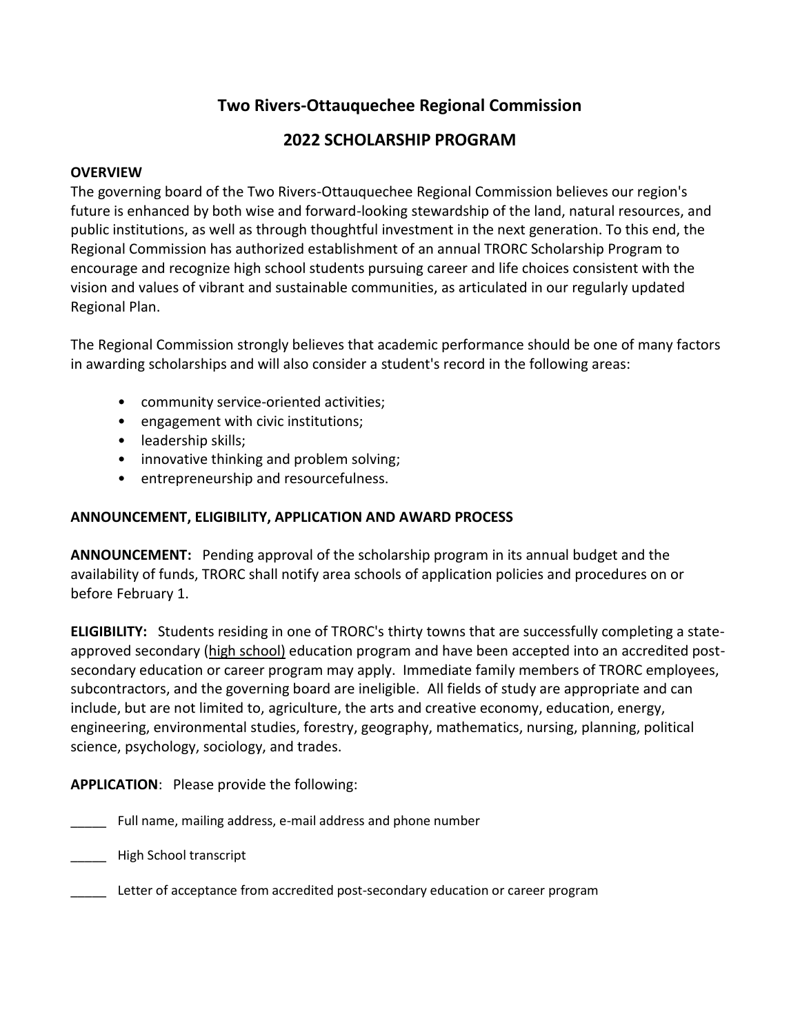# Two Rivers-Ottauquechee Regional Commission

## 2022 SCHOLARSHIP PROGRAM

**OVERVIEW**

The governing board of the Two Rivers-Ottauquechee Regional Commission believes our region's future is enhanced by both wise and forward-looking stewardship of the land, natural resources, and public institutions, as well as through thoughtful investment in the next generation. To this end, the Regional Commission has authorized establishment of an annual TRORC Scholarship Program to encourage and recognize high school students pursuing career and life choices consistent with the vision and values of vibrant and sustainable communities, as articulated in our regularly updated Regional Plan.

The Regional Commission strongly believes that academic performance should be one of many factors in awarding scholarships and will also consider a student's record in the following areas:

- community service-oriented activities;
- engagement with civic institutions;
- leadership skills;
- innovative thinking and problem solving;
- entrepreneurship and resourcefulness.

**ANNOUNCEMENT, ELIGIBILITY, APPLICATION AND AWARD PROCESS**

**ANNOUNCEMENT:** Pending approval of the scholarship program in its annual budget and the availability of funds, TRORC shall notify area schools of application policies and procedures on or before February 1.

**ELIGIBILITY:** Students residing in one of TRORC's thirty towns that are successfully completing a state-approved secondary (high school) education program and have been accepted into an accredited post-secondary education or career program may apply. Immediate family members of TRORC employees, subcontractors, and the governing board are ineligible. All fields of study are appropriate and can include, but are not limited to, agriculture, the arts and creative economy, education, energy, engineering, environmental studies, forestry, geography, mathematics, nursing, planning, political science, psychology, sociology, and trades.

**APPLICATION**: Please provide the following:

_____ Full name, mailing address, e-mail address and phone number

_____ High School transcript

_____ Letter of acceptance from accredited post-secondary education or career program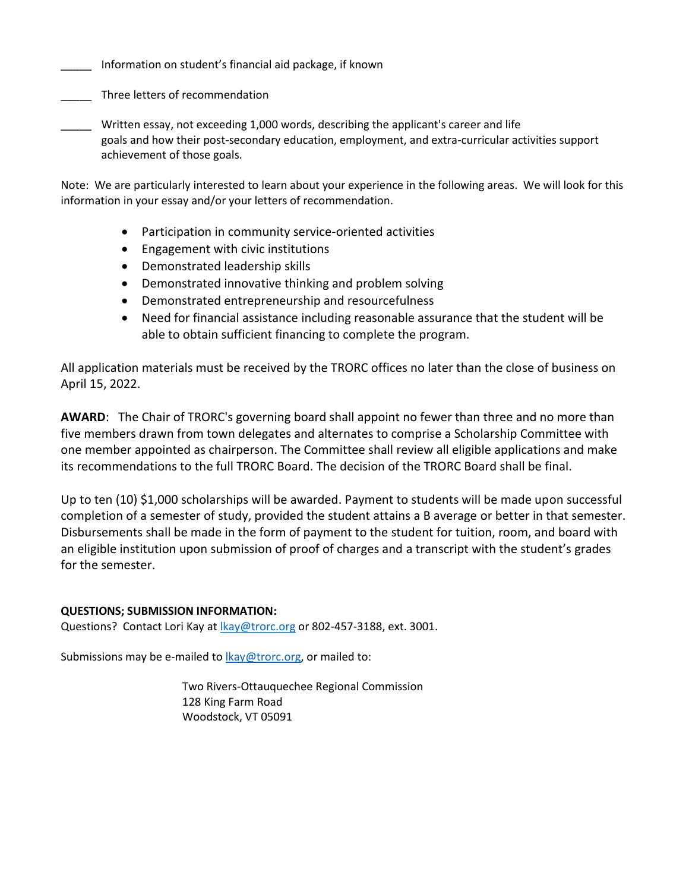_____ Information on student's financial aid package, if known

_____ Three letters of recommendation

_____ Written essay, not exceeding 1,000 words, describing the applicant's career and life goals and how their post-secondary education, employment, and extra-curricular activities support achievement of those goals.

Note: We are particularly interested to learn about your experience in the following areas. We will look for this information in your essay and/or your letters of recommendation.

- Participation in community service-oriented activities
- Engagement with civic institutions
- Demonstrated leadership skills
- Demonstrated innovative thinking and problem solving
- Demonstrated entrepreneurship and resourcefulness
- Need for financial assistance including reasonable assurance that the student will be able to obtain sufficient financing to complete the program.

All application materials must be received by the TRORC offices no later than the close of business on April 15, 2022.

**AWARD**: The Chair of TRORC's governing board shall appoint no fewer than three and no more than five members drawn from town delegates and alternates to comprise a Scholarship Committee with one member appointed as chairperson. The Committee shall review all eligible applications and make its recommendations to the full TRORC Board. The decision of the TRORC Board shall be final.

Up to ten (10) $1,000 scholarships will be awarded. Payment to students will be made upon successful completion of a semester of study, provided the student attains a B average or better in that semester. Disbursements shall be made in the form of payment to the student for tuition, room, and board with an eligible institution upon submission of proof of charges and a transcript with the student's grades for the semester.

**QUESTIONS; SUBMISSION INFORMATION:**

Questions? Contact Lori Kay at lkay@trorc.org or 802-457-3188, ext. 3001.

Submissions may be e-mailed to lkay@trorc.org, or mailed to:

Two Rivers-Ottauquechee Regional Commission
128 King Farm Road
Woodstock, VT 05091